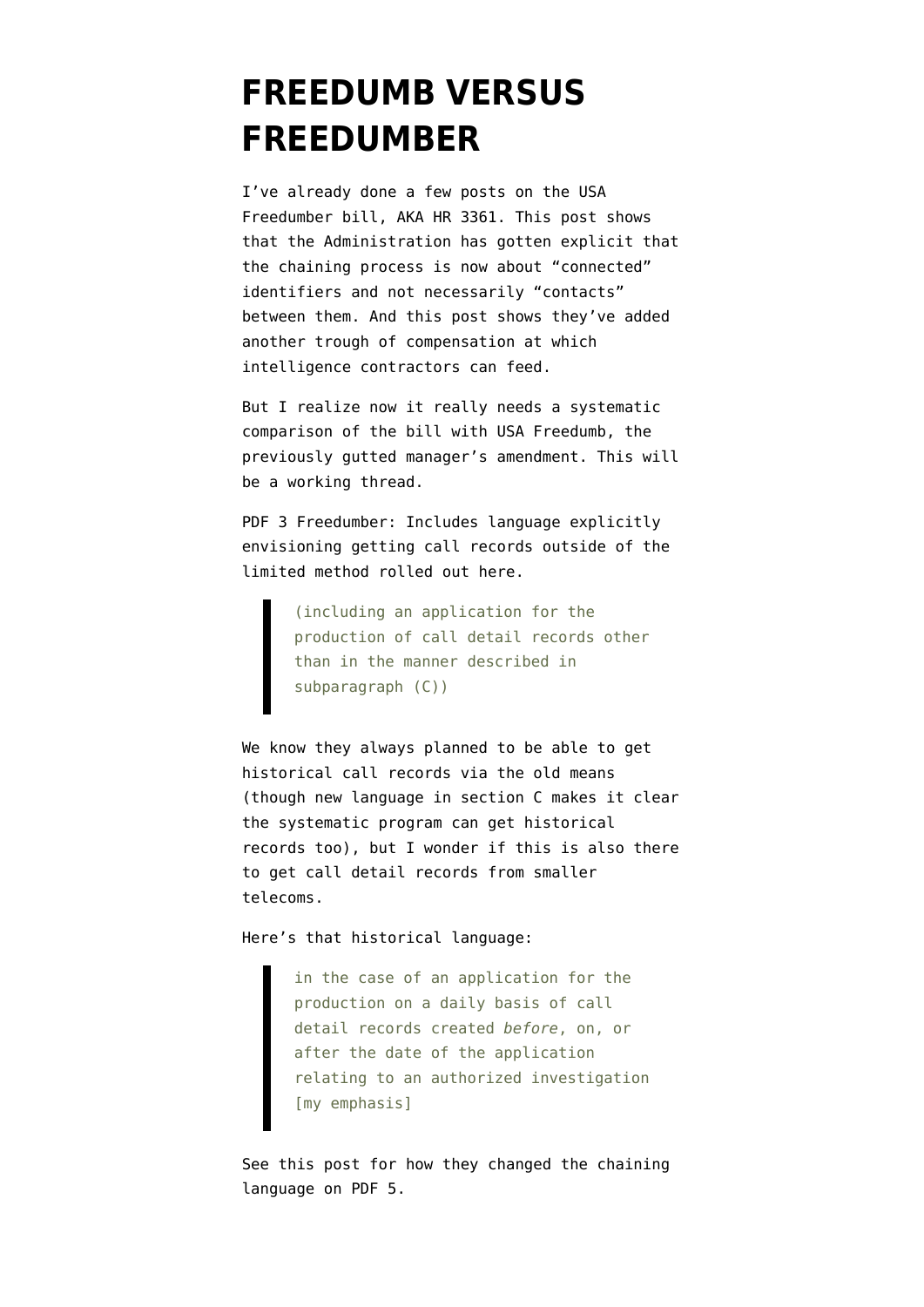# FREEDUMB VERSUS FREEDUMBER

I've already done a few posts on the USA Freedumber bill, AKA HR 3361. This post shows that the Administration has gotten explicit that the chaining process is now about "connected" identifiers and not necessarily "contacts" between them. And this post shows they've added another trough of compensation at which intelligence contractors can feed.

But I realize now it really needs a systematic comparison of the bill with USA Freedumb, the previously gutted manager's amendment. This will be a working thread.

PDF 3 Freedumber: Includes language explicitly envisioning getting call records outside of the limited method rolled out here.

> (including an application for the production of call detail records other than in the manner described in subparagraph (C))

We know they always planned to be able to get historical call records via the old means (though new language in section C makes it clear the systematic program can get historical records too), but I wonder if this is also there to get call detail records from smaller telecoms.

Here's that historical language:

> in the case of an application for the production on a daily basis of call detail records created *before*, on, or after the date of the application relating to an authorized investigation [my emphasis]

See this post for how they changed the chaining language on PDF 5.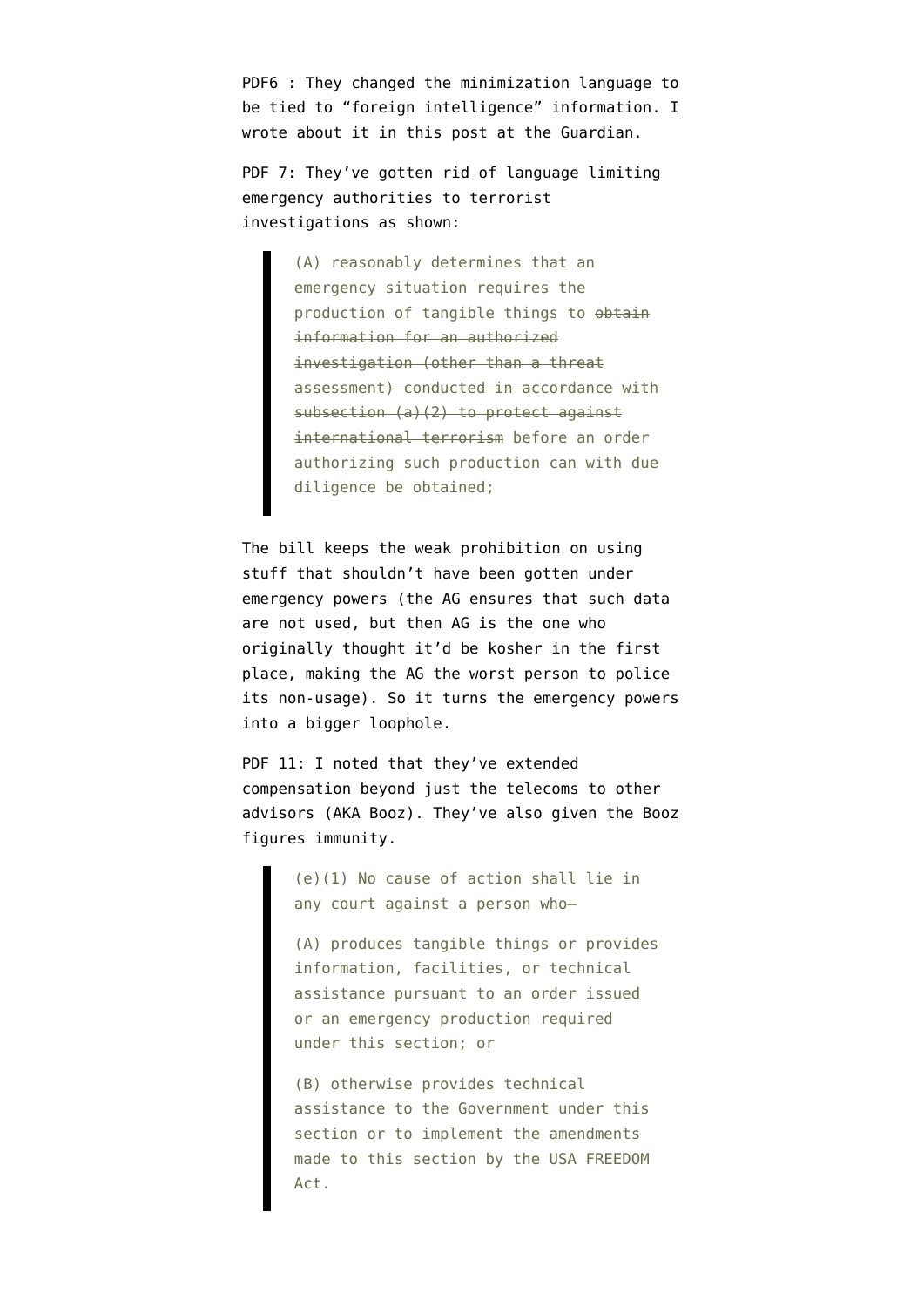PDF6 : They changed the minimization language to be tied to “foreign intelligence” information. I wrote about it in this post at the Guardian.

PDF 7: They’ve gotten rid of language limiting emergency authorities to terrorist investigations as shown:

> (A) reasonably determines that an emergency situation requires the production of tangible things to ~~obtain information for an authorized investigation (other than a threat assessment) conducted in accordance with subsection (a)(2) to protect against international terrorism~~ before an order authorizing such production can with due diligence be obtained;

The bill keeps the weak prohibition on using stuff that shouldn’t have been gotten under emergency powers (the AG ensures that such data are not used, but then AG is the one who originally thought it’d be kosher in the first place, making the AG the worst person to police its non-usage). So it turns the emergency powers into a bigger loophole.

PDF 11: I noted that they’ve extended compensation beyond just the telecoms to other advisors (AKA Booz). They’ve also given the Booz figures immunity.

> (e)(1) No cause of action shall lie in any court against a person who—
>
> (A) produces tangible things or provides information, facilities, or technical assistance pursuant to an order issued or an emergency production required under this section; or
>
> (B) otherwise provides technical assistance to the Government under this section or to implement the amendments made to this section by the USA FREEDOM Act.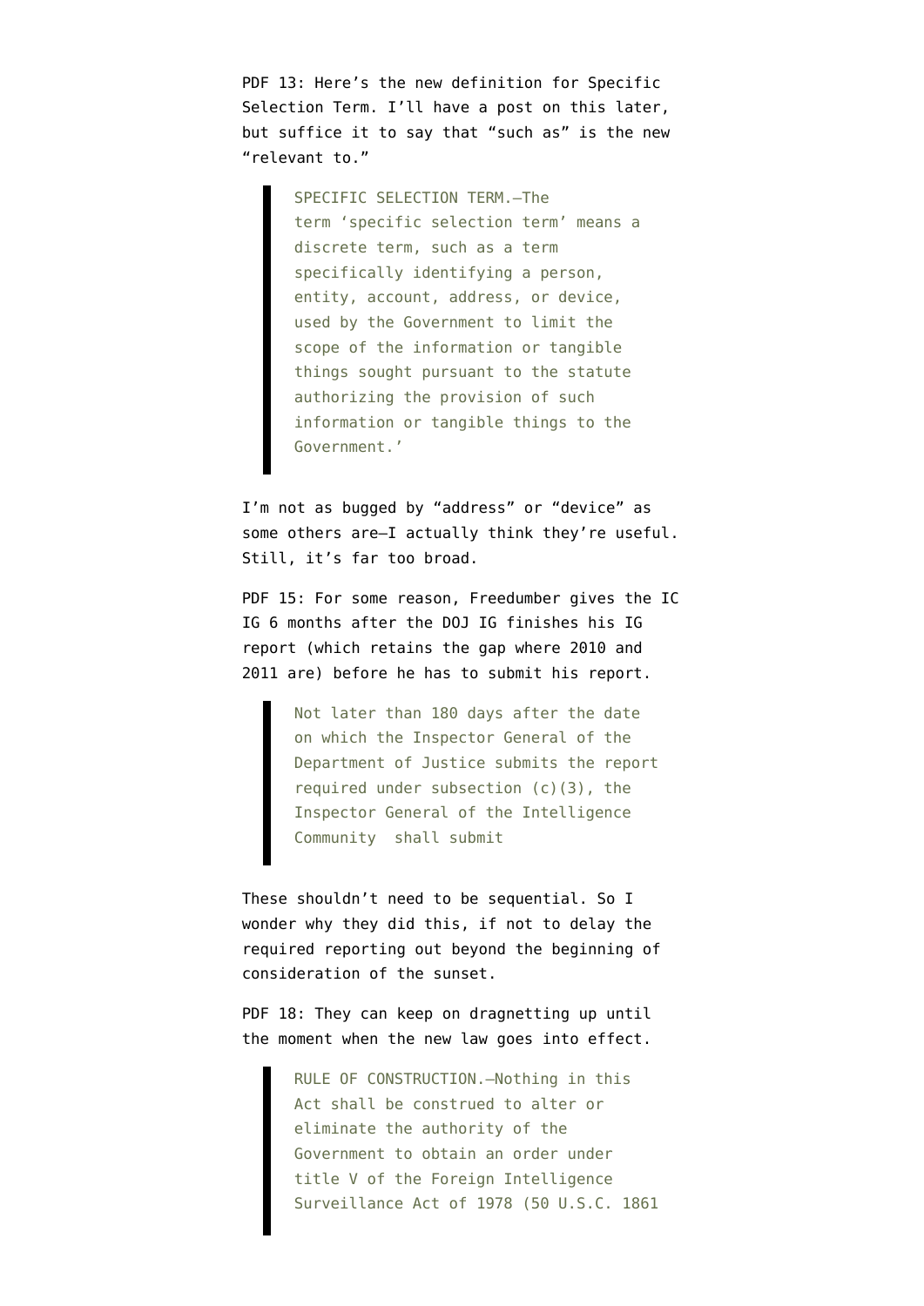PDF 13: Here's the new definition for Specific Selection Term. I'll have a post on this later, but suffice it to say that "such as" is the new "relevant to."

> SPECIFIC SELECTION TERM.—The term 'specific selection term' means a discrete term, such as a term specifically identifying a person, entity, account, address, or device, used by the Government to limit the scope of the information or tangible things sought pursuant to the statute authorizing the provision of such information or tangible things to the Government.'

I'm not as bugged by "address" or "device" as some others are—I actually think they're useful. Still, it's far too broad.

PDF 15: For some reason, Freedumber gives the IC IG 6 months after the DOJ IG finishes his IG report (which retains the gap where 2010 and 2011 are) before he has to submit his report.

> Not later than 180 days after the date on which the Inspector General of the Department of Justice submits the report required under subsection (c)(3), the Inspector General of the Intelligence Community shall submit

These shouldn't need to be sequential. So I wonder why they did this, if not to delay the required reporting out beyond the beginning of consideration of the sunset.

PDF 18: They can keep on dragnetting up until the moment when the new law goes into effect.

> RULE OF CONSTRUCTION.—Nothing in this Act shall be construed to alter or eliminate the authority of the Government to obtain an order under title V of the Foreign Intelligence Surveillance Act of 1978 (50 U.S.C. 1861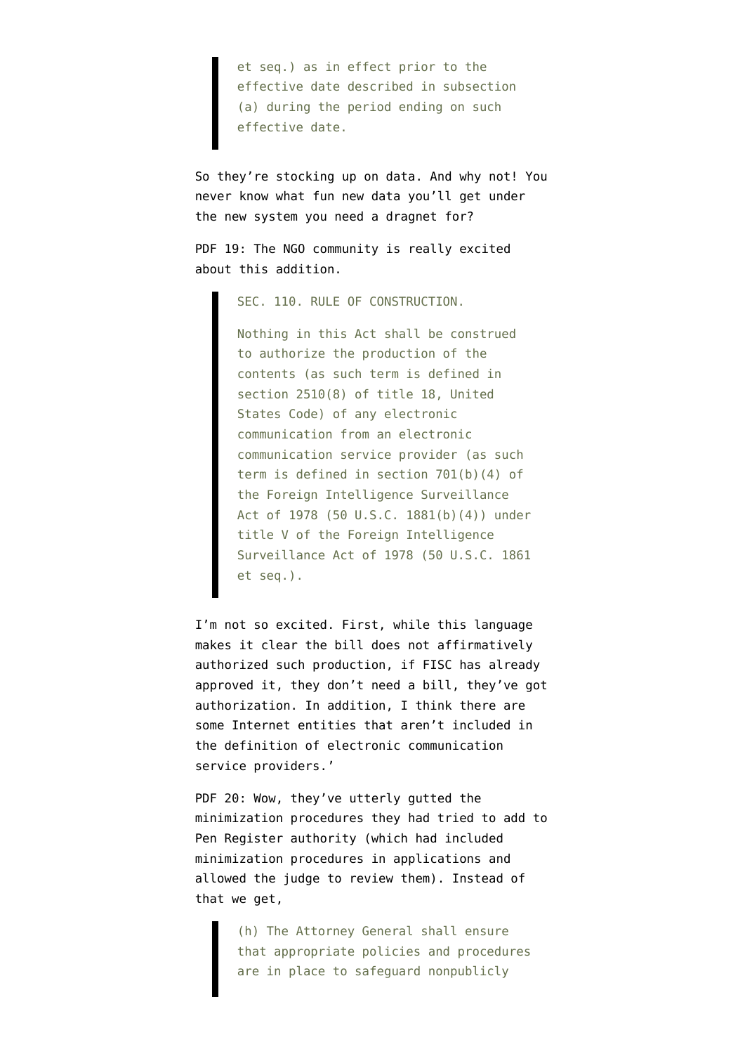> et seq.) as in effect prior to the effective date described in subsection (a) during the period ending on such effective date.

So they're stocking up on data. And why not! You never know what fun new data you'll get under the new system you need a dragnet for?

PDF 19: The NGO community is really excited about this addition.

> SEC. 110. RULE OF CONSTRUCTION.
>
> Nothing in this Act shall be construed to authorize the production of the contents (as such term is defined in section 2510(8) of title 18, United States Code) of any electronic communication from an electronic communication service provider (as such term is defined in section 701(b)(4) of the Foreign Intelligence Surveillance Act of 1978 (50 U.S.C. 1881(b)(4)) under title V of the Foreign Intelligence Surveillance Act of 1978 (50 U.S.C. 1861 et seq.).

I'm not so excited. First, while this language makes it clear the bill does not affirmatively authorized such production, if FISC has already approved it, they don't need a bill, they've got authorization. In addition, I think there are some Internet entities that aren't included in the definition of electronic communication service providers.'

PDF 20: Wow, they've utterly gutted the minimization procedures they had tried to add to Pen Register authority (which had included minimization procedures in applications and allowed the judge to review them). Instead of that we get,

> (h) The Attorney General shall ensure that appropriate policies and procedures are in place to safeguard nonpublicly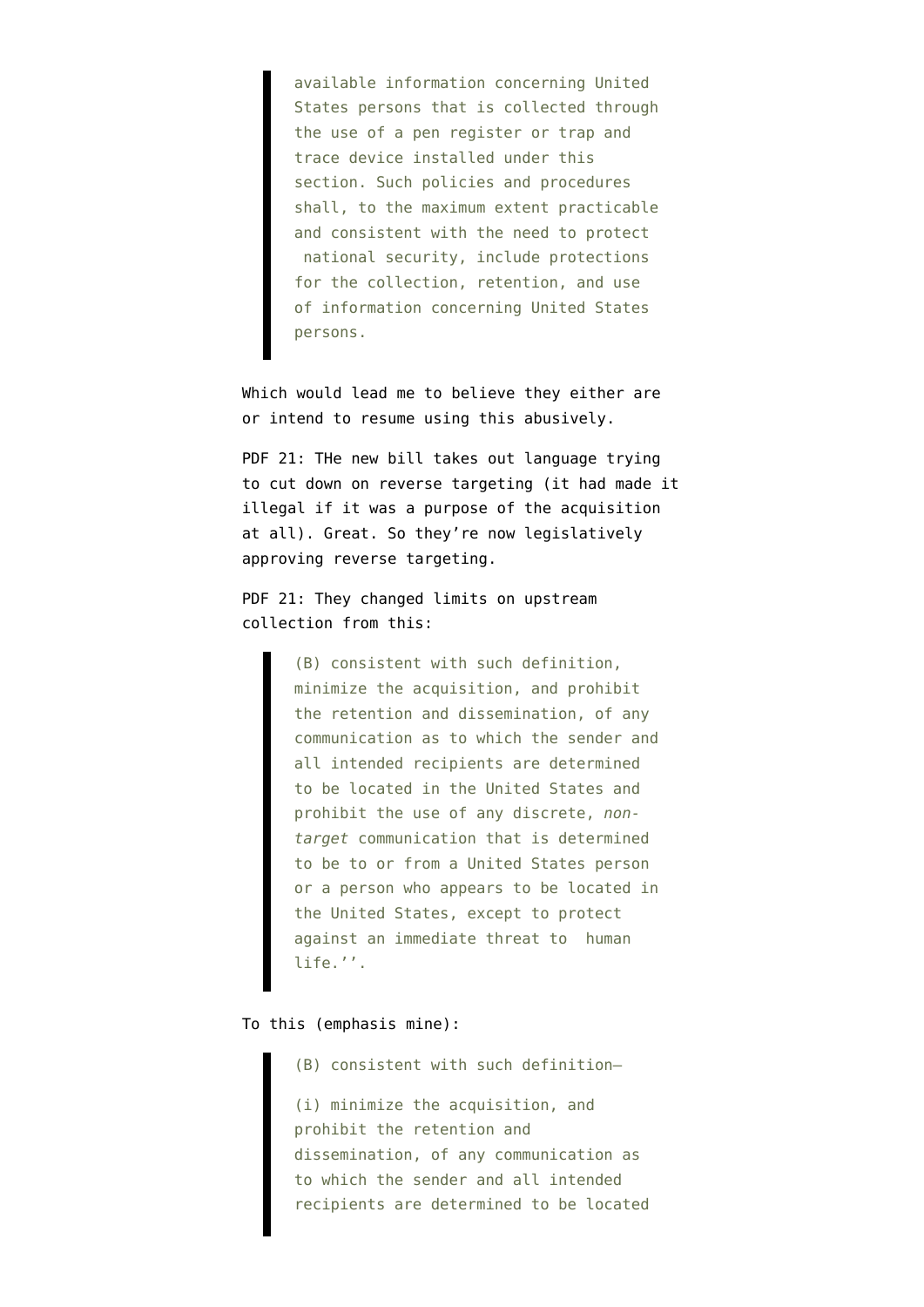> available information concerning United States persons that is collected through the use of a pen register or trap and trace device installed under this section. Such policies and procedures shall, to the maximum extent practicable and consistent with the need to protect national security, include protections for the collection, retention, and use of information concerning United States persons.

Which would lead me to believe they either are or intend to resume using this abusively.

PDF 21: THe new bill takes out language trying to cut down on reverse targeting (it had made it illegal if it was a purpose of the acquisition at all). Great. So they're now legislatively approving reverse targeting.

PDF 21: They changed limits on upstream collection from this:

> (B) consistent with such definition, minimize the acquisition, and prohibit the retention and dissemination, of any communication as to which the sender and all intended recipients are determined to be located in the United States and prohibit the use of any discrete, *non-target* communication that is determined to be to or from a United States person or a person who appears to be located in the United States, except to protect against an immediate threat to human life.''.

To this (emphasis mine):

> (B) consistent with such definition—
>
> (i) minimize the acquisition, and prohibit the retention and dissemination, of any communication as to which the sender and all intended recipients are determined to be located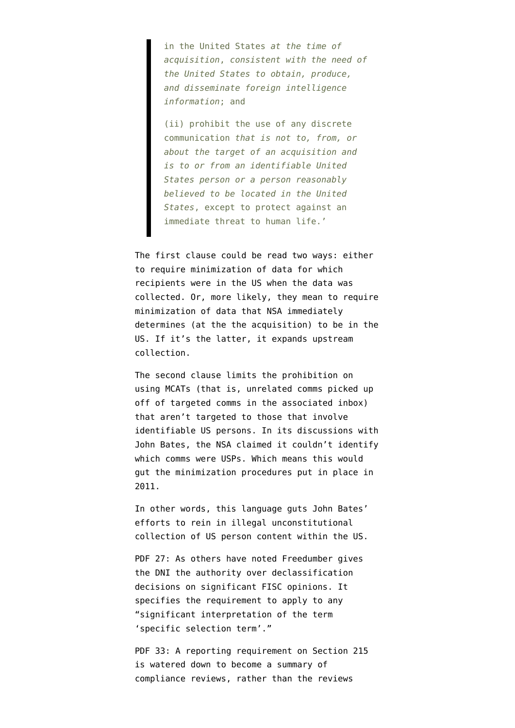> in the United States *at the time of acquisition, consistent with the need of the United States to obtain, produce, and disseminate foreign intelligence information*; and
>
> (ii) prohibit the use of any discrete communication *that is not to, from, or about the target of an acquisition and is to or from an identifiable United States person or a person reasonably believed to be located in the United States*, except to protect against an immediate threat to human life.'

The first clause could be read two ways: either to require minimization of data for which recipients were in the US when the data was collected. Or, more likely, they mean to require minimization of data that NSA immediately determines (at the the acquisition) to be in the US. If it's the latter, it expands upstream collection.

The second clause limits the prohibition on using MCATs (that is, unrelated comms picked up off of targeted comms in the associated inbox) that aren't targeted to those that involve identifiable US persons. In its discussions with John Bates, the NSA claimed it couldn't identify which comms were USPs. Which means this would gut the minimization procedures put in place in 2011.

In other words, this language guts John Bates' efforts to rein in illegal unconstitutional collection of US person content within the US.

PDF 27: As others have noted Freedumber gives the DNI the authority over declassification decisions on significant FISC opinions. It specifies the requirement to apply to any "significant interpretation of the term 'specific selection term'."

PDF 33: A reporting requirement on Section 215 is watered down to become a summary of compliance reviews, rather than the reviews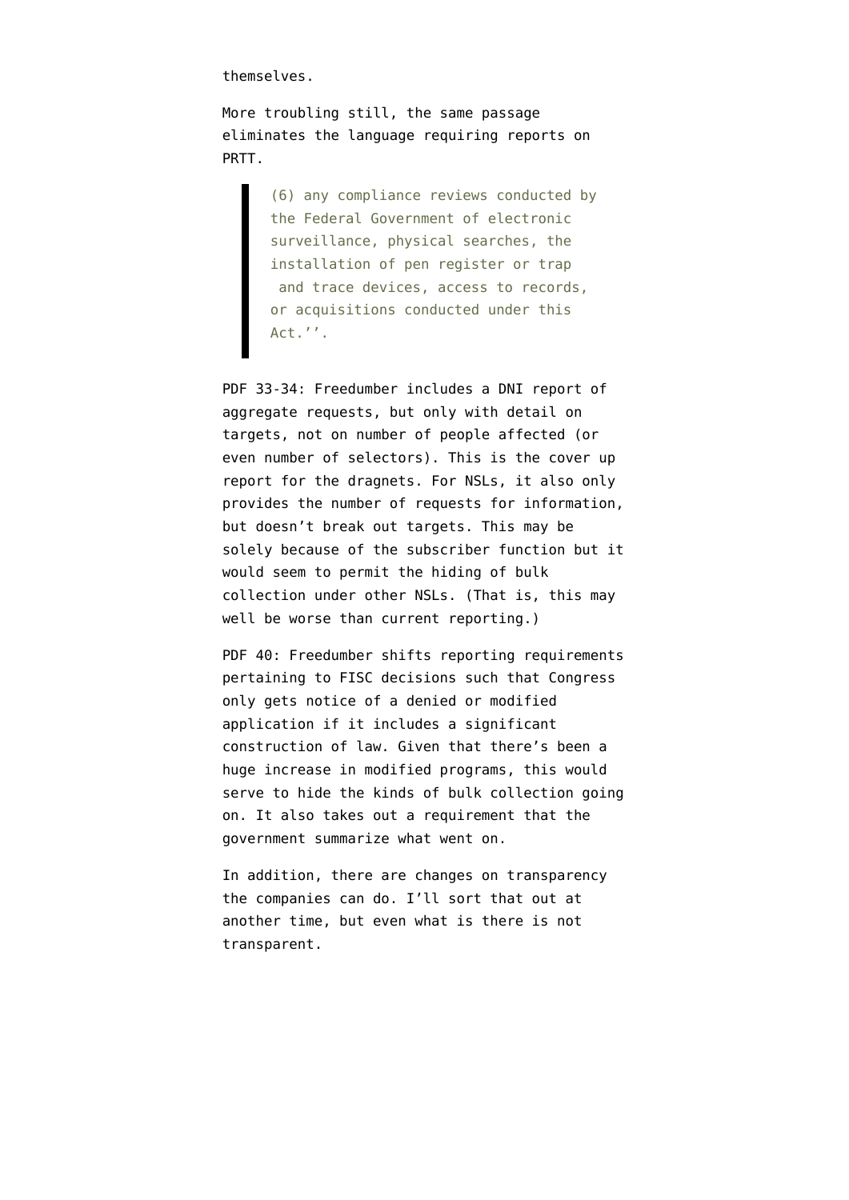themselves.

More troubling still, the same passage eliminates the language requiring reports on PRTT.

> (6) any compliance reviews conducted by the Federal Government of electronic surveillance, physical searches, the installation of pen register or trap and trace devices, access to records, or acquisitions conducted under this Act.''.

PDF 33-34: Freedumber includes a DNI report of aggregate requests, but only with detail on targets, not on number of people affected (or even number of selectors). This is the cover up report for the dragnets. For NSLs, it also only provides the number of requests for information, but doesn't break out targets. This may be solely because of the subscriber function but it would seem to permit the hiding of bulk collection under other NSLs. (That is, this may well be worse than current reporting.)

PDF 40: Freedumber shifts reporting requirements pertaining to FISC decisions such that Congress only gets notice of a denied or modified application if it includes a significant construction of law. Given that there's been a huge increase in modified programs, this would serve to hide the kinds of bulk collection going on. It also takes out a requirement that the government summarize what went on.

In addition, there are changes on transparency the companies can do. I'll sort that out at another time, but even what is there is not transparent.